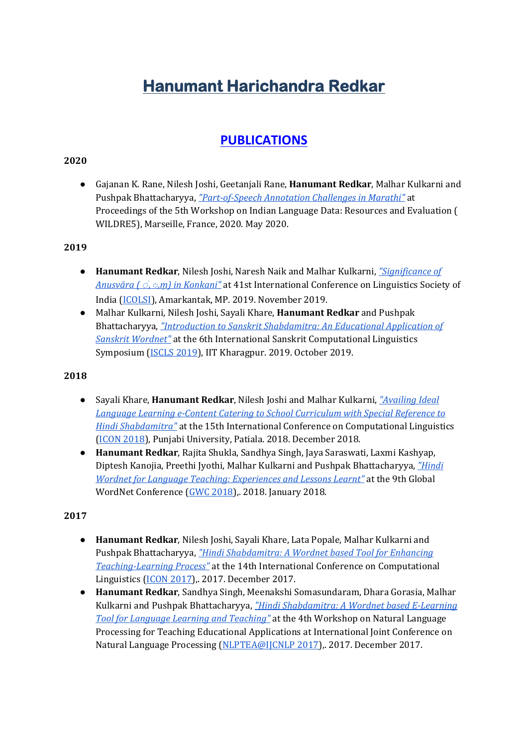// Ensure data is correct.
# Hanumant Haricharan Redkar

## PUBLICATIONS

**2020**

- Gajanan K. Rane, Nilesh Joshi, Geetanjali Rane, **Hanumant Redkar**, Malhar Kulkarni and Pushpak Bhattacharyya, *"Part-of-Speech Annotation Challenges in Marathi"* at Proceedings of the 5th Workshop on Indian Language Data: Resources and Evaluation ( WILDRE5), Marseille, France, 2020. May 2020.

**2019**

- **Hanumant Redkar**, Nilesh Joshi, Naresh Naik and Malhar Kulkarni, *"Significance of Anusvāra ( ं, ः,ṃ) in Konkani"* at 41st International Conference on Linguistics Society of India (ICOLSI), Amarkantak, MP. 2019. November 2019.
- Malhar Kulkarni, Nilesh Joshi, Sayali Khare, **Hanumant Redkar** and Pushpak Bhattacharyya, *"Introduction to Sanskrit Shabdamitra: An Educational Application of Sanskrit Wordnet"* at the 6th International Sanskrit Computational Linguistics Symposium (ISCLS 2019), IIT Kharagpur. 2019. October 2019.

**2018**

- Sayali Khare, **Hanumant Redkar**, Nilesh Joshi and Malhar Kulkarni, *"Availing Ideal Language Learning e-Content Catering to School Curriculum with Special Reference to Hindi Shabdamitra"* at the 15th International Conference on Computational Linguistics (ICON 2018), Punjabi University, Patiala. 2018. December 2018.
- **Hanumant Redkar**, Rajita Shukla, Sandhya Singh, Jaya Saraswati, Laxmi Kashyap, Diptesh Kanojia, Preethi Jyothi, Malhar Kulkarni and Pushpak Bhattacharyya, *"Hindi Wordnet for Language Teaching: Experiences and Lessons Learnt"* at the 9th Global WordNet Conference (GWC 2018),. 2018. January 2018.

**2017**

- **Hanumant Redkar**, Nilesh Joshi, Sayali Khare, Lata Popale, Malhar Kulkarni and Pushpak Bhattacharyya, *"Hindi Shabdamitra: A Wordnet based Tool for Enhancing Teaching-Learning Process"* at the 14th International Conference on Computational Linguistics (ICON 2017),. 2017. December 2017.
- **Hanumant Redkar**, Sandhya Singh, Meenakshi Somasundaram, Dhara Gorasia, Malhar Kulkarni and Pushpak Bhattacharyya, *"Hindi Shabdamitra: A Wordnet based E-Learning Tool for Language Learning and Teaching"* at the 4th Workshop on Natural Language Processing for Teaching Educational Applications at International Joint Conference on Natural Language Processing (NLPTEA@IJCNLP 2017),. 2017. December 2017.

# Hanumant Harichandra Redkar

## PUBLICATIONS

**2020**

- Gajanan K. Rane, Nilesh Joshi, Geetanjali Rane, **Hanumant Redkar**, Malhar Kulkarni and Pushpak Bhattacharyya, *"Part-of-Speech Annotation Challenges in Marathi"* at Proceedings of the 5th Workshop on Indian Language Data: Resources and Evaluation ( WILDRE5), Marseille, France, 2020. May 2020.

**2019**

- **Hanumant Redkar**, Nilesh Joshi, Naresh Naik and Malhar Kulkarni, *"Significance of Anusvāra ( ं, ः,ṃ) in Konkani"* at 41st International Conference on Linguistics Society of India (ICOLSI), Amarkantak, MP. 2019. November 2019.
- Malhar Kulkarni, Nilesh Joshi, Sayali Khare, **Hanumant Redkar** and Pushpak Bhattacharyya, *"Introduction to Sanskrit Shabdamitra: An Educational Application of Sanskrit Wordnet"* at the 6th International Sanskrit Computational Linguistics Symposium (ISCLS 2019), IIT Kharagpur. 2019. October 2019.

**2018**

- Sayali Khare, **Hanumant Redkar**, Nilesh Joshi and Malhar Kulkarni, *"Availing Ideal Language Learning e-Content Catering to School Curriculum with Special Reference to Hindi Shabdamitra"* at the 15th International Conference on Computational Linguistics (ICON 2018), Punjabi University, Patiala. 2018. December 2018.
- **Hanumant Redkar**, Rajita Shukla, Sandhya Singh, Jaya Saraswati, Laxmi Kashyap, Diptesh Kanojia, Preethi Jyothi, Malhar Kulkarni and Pushpak Bhattacharyya, *"Hindi Wordnet for Language Teaching: Experiences and Lessons Learnt"* at the 9th Global WordNet Conference (GWC 2018),. 2018. January 2018.

**2017**

- **Hanumant Redkar**, Nilesh Joshi, Sayali Khare, Lata Popale, Malhar Kulkarni and Pushpak Bhattacharyya, *"Hindi Shabdamitra: A Wordnet based Tool for Enhancing Teaching-Learning Process"* at the 14th International Conference on Computational Linguistics (ICON 2017),. 2017. December 2017.
- **Hanumant Redkar**, Sandhya Singh, Meenakshi Somasundaram, Dhara Gorasia, Malhar Kulkarni and Pushpak Bhattacharyya, *"Hindi Shabdamitra: A Wordnet based E-Learning Tool for Language Learning and Teaching"* at the 4th Workshop on Natural Language Processing for Teaching Educational Applications at International Joint Conference on Natural Language Processing (NLPTEA@IJCNLP 2017),. 2017. December 2017.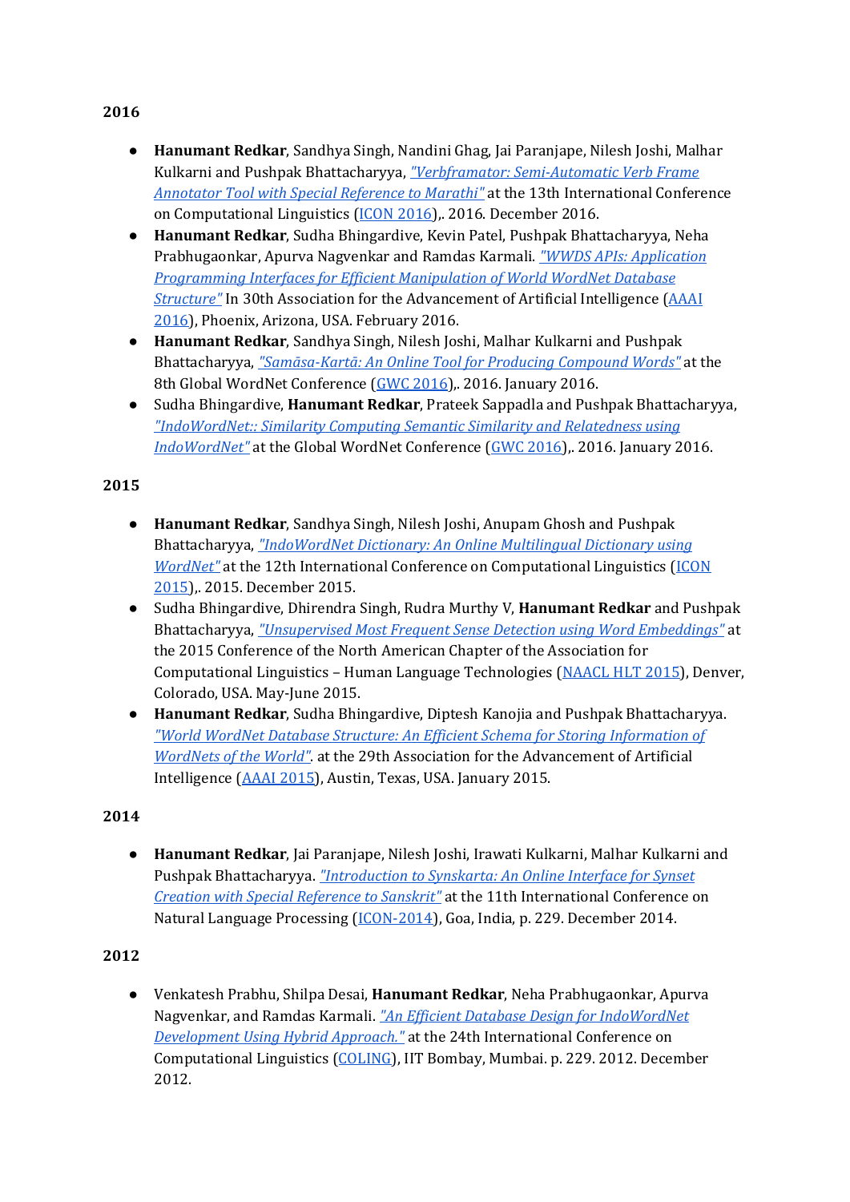**2016**

- **Hanumant Redkar**, Sandhya Singh, Nandini Ghag, Jai Paranjape, Nilesh Joshi, Malhar Kulkarni and Pushpak Bhattacharyya, *"Verbframator: Semi-Automatic Verb Frame Annotator Tool with Special Reference to Marathi"* at the 13th International Conference on Computational Linguistics (ICON 2016),. 2016. December 2016.
- **Hanumant Redkar**, Sudha Bhingardive, Kevin Patel, Pushpak Bhattacharyya, Neha Prabhugaonkar, Apurva Nagvenkar and Ramdas Karmali. *"WWDS APIs: Application Programming Interfaces for Efficient Manipulation of World WordNet Database Structure"* In 30th Association for the Advancement of Artificial Intelligence (AAAI 2016), Phoenix, Arizona, USA. February 2016.
- **Hanumant Redkar**, Sandhya Singh, Nilesh Joshi, Malhar Kulkarni and Pushpak Bhattacharyya, *"Samāsa-Kartā: An Online Tool for Producing Compound Words"* at the 8th Global WordNet Conference (GWC 2016),. 2016. January 2016.
- Sudha Bhingardive, **Hanumant Redkar**, Prateek Sappadla and Pushpak Bhattacharyya, *"IndoWordNet:: Similarity Computing Semantic Similarity and Relatedness using IndoWordNet"* at the Global WordNet Conference (GWC 2016),. 2016. January 2016.

**2015**

- **Hanumant Redkar**, Sandhya Singh, Nilesh Joshi, Anupam Ghosh and Pushpak Bhattacharyya, *"IndoWordNet Dictionary: An Online Multilingual Dictionary using WordNet"* at the 12th International Conference on Computational Linguistics (ICON 2015),. 2015. December 2015.
- Sudha Bhingardive, Dhirendra Singh, Rudra Murthy V, **Hanumant Redkar** and Pushpak Bhattacharyya, *"Unsupervised Most Frequent Sense Detection using Word Embeddings"* at the 2015 Conference of the North American Chapter of the Association for Computational Linguistics – Human Language Technologies (NAACL HLT 2015), Denver, Colorado, USA. May-June 2015.
- **Hanumant Redkar**, Sudha Bhingardive, Diptesh Kanojia and Pushpak Bhattacharyya. *"World WordNet Database Structure: An Efficient Schema for Storing Information of WordNets of the World"*. at the 29th Association for the Advancement of Artificial Intelligence (AAAI 2015), Austin, Texas, USA. January 2015.

**2014**

- **Hanumant Redkar**, Jai Paranjape, Nilesh Joshi, Irawati Kulkarni, Malhar Kulkarni and Pushpak Bhattacharyya. *"Introduction to Synskarta: An Online Interface for Synset Creation with Special Reference to Sanskrit"* at the 11th International Conference on Natural Language Processing (ICON-2014), Goa, India, p. 229. December 2014.

**2012**

- Venkatesh Prabhu, Shilpa Desai, **Hanumant Redkar**, Neha Prabhugaonkar, Apurva Nagvenkar, and Ramdas Karmali. *"An Efficient Database Design for IndoWordNet Development Using Hybrid Approach."* at the 24th International Conference on Computational Linguistics (COLING), IIT Bombay, Mumbai. p. 229. 2012. December 2012.